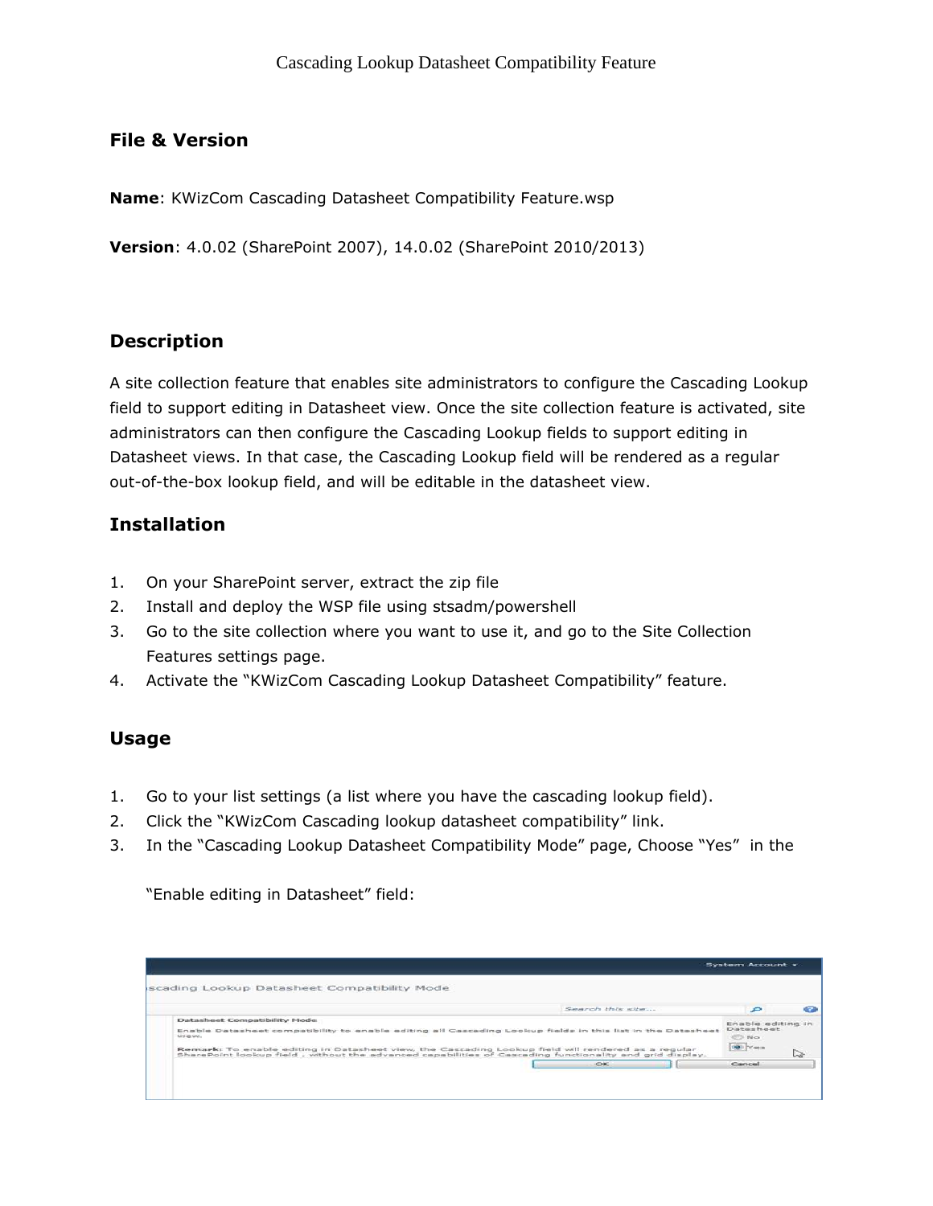## File & Version

**Name**: KWizCom Cascading Datasheet Compatibility Feature.wsp

**Version**: 4.0.02 (SharePoint 2007), 14.0.02 (SharePoint 2010/2013)

## Description

A site collection feature that enables site administrators to configure the Cascading Lookup field to support editing in Datasheet view. Once the site collection feature is activated, site administrators can then configure the Cascading Lookup fields to support editing in Datasheet views. In that case, the Cascading Lookup field will be rendered as a regular out-of-the-box lookup field, and will be editable in the datasheet view.

## Installation

1. On your SharePoint server, extract the zip file
2. Install and deploy the WSP file using stsadm/powershell
3. Go to the site collection where you want to use it, and go to the Site Collection Features settings page.
4. Activate the "KWizCom Cascading Lookup Datasheet Compatibility" feature.

## Usage

1. Go to your list settings (a list where you have the cascading lookup field).
2. Click the "KWizCom Cascading lookup datasheet compatibility" link.
3. In the "Cascading Lookup Datasheet Compatibility Mode" page, Choose "Yes" in the

   "Enable editing in Datasheet" field: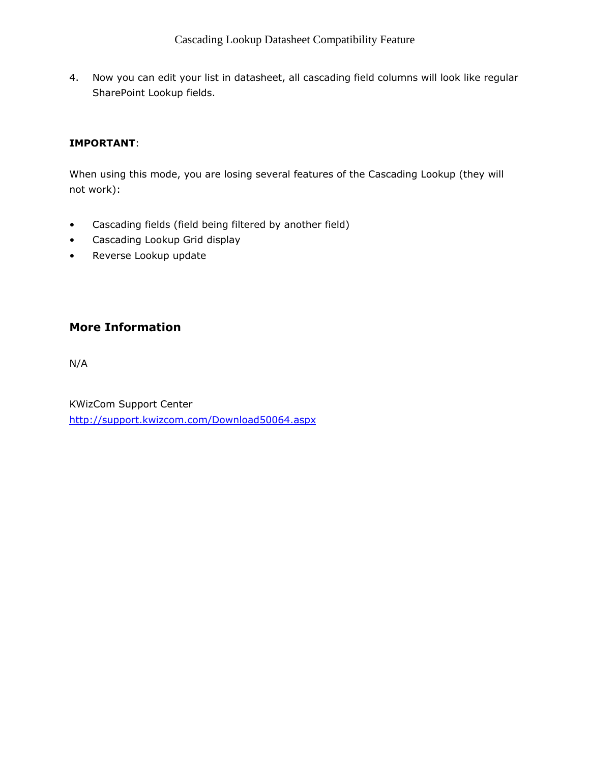4. Now you can edit your list in datasheet, all cascading field columns will look like regular SharePoint Lookup fields.

**IMPORTANT**:

When using this mode, you are losing several features of the Cascading Lookup (they will not work):

- Cascading fields (field being filtered by another field)
- Cascading Lookup Grid display
- Reverse Lookup update

## More Information

N/A

KWizCom Support Center
[http://support.kwizcom.com/Download50064.aspx](http://support.kwizcom.com/Download50064.aspx)